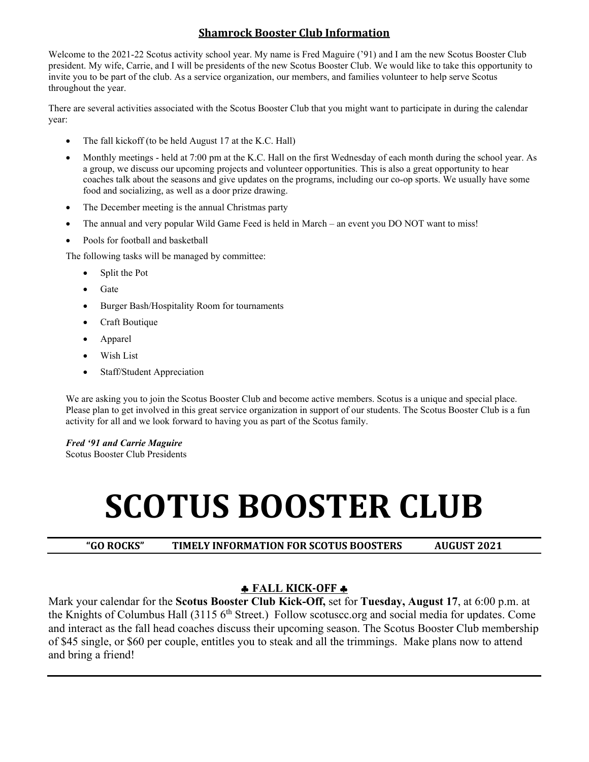## Shamrock Booster Club Information

Welcome to the 2021-22 Scotus activity school year. My name is Fred Maguire ('91) and I am the new Scotus Booster Club president. My wife, Carrie, and I will be presidents of the new Scotus Booster Club. We would like to take this opportunity to invite you to be part of the club. As a service organization, our members, and families volunteer to help serve Scotus throughout the year.

There are several activities associated with the Scotus Booster Club that you might want to participate in during the calendar year:

- The fall kickoff (to be held August 17 at the K.C. Hall)
- Monthly meetings - held at 7:00 pm at the K.C. Hall on the first Wednesday of each month during the school year. As a group, we discuss our upcoming projects and volunteer opportunities. This is also a great opportunity to hear coaches talk about the seasons and give updates on the programs, including our co-op sports. We usually have some food and socializing, as well as a door prize drawing.
- The December meeting is the annual Christmas party
- The annual and very popular Wild Game Feed is held in March – an event you DO NOT want to miss!
- Pools for football and basketball

The following tasks will be managed by committee:

- Split the Pot
- Gate
- Burger Bash/Hospitality Room for tournaments
- Craft Boutique
- Apparel
- Wish List
- Staff/Student Appreciation

We are asking you to join the Scotus Booster Club and become active members. Scotus is a unique and special place. Please plan to get involved in this great service organization in support of our students. The Scotus Booster Club is a fun activity for all and we look forward to having you as part of the Scotus family.

***Fred '91 and Carrie Maguire***
Scotus Booster Club Presidents

# SCOTUS BOOSTER CLUB

**"GO ROCKS"     TIMELY INFORMATION FOR SCOTUS BOOSTERS     AUGUST 2021**

### ♣ FALL KICK-OFF ♣

Mark your calendar for the **Scotus Booster Club Kick-Off,** set for **Tuesday, August 17**, at 6:00 p.m. at the Knights of Columbus Hall (3115 6th Street.) Follow scotuscc.org and social media for updates. Come and interact as the fall head coaches discuss their upcoming season. The Scotus Booster Club membership of $45 single, or $60 per couple, entitles you to steak and all the trimmings. Make plans now to attend and bring a friend!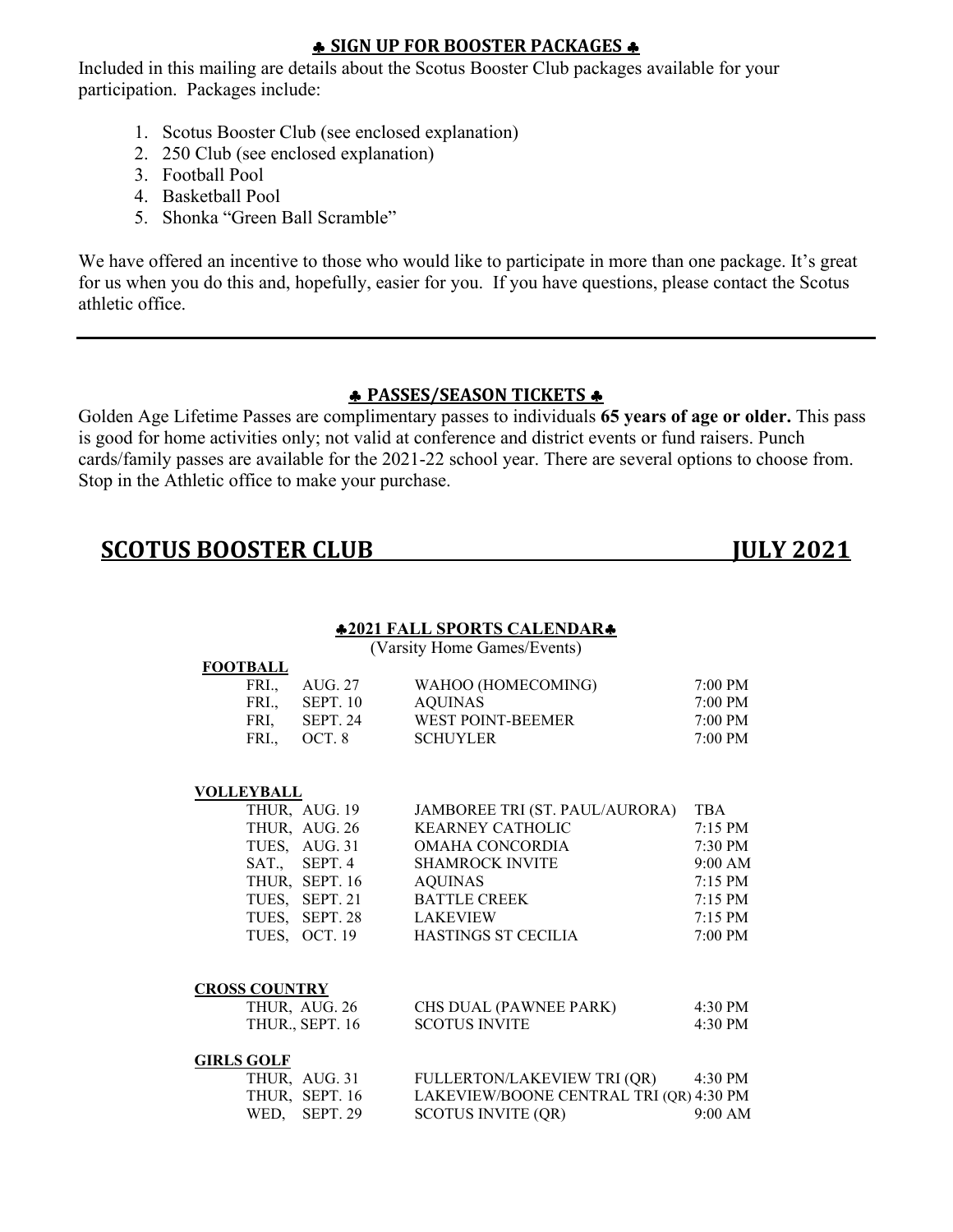## ♣ SIGN UP FOR BOOSTER PACKAGES ♣

Included in this mailing are details about the Scotus Booster Club packages available for your participation. Packages include:

1. Scotus Booster Club (see enclosed explanation)
2. 250 Club (see enclosed explanation)
3. Football Pool
4. Basketball Pool
5. Shonka "Green Ball Scramble"

We have offered an incentive to those who would like to participate in more than one package. It's great for us when you do this and, hopefully, easier for you. If you have questions, please contact the Scotus athletic office.

---

## ♣ PASSES/SEASON TICKETS ♣

Golden Age Lifetime Passes are complimentary passes to individuals **65 years of age or older.** This pass is good for home activities only; not valid at conference and district events or fund raisers. Punch cards/family passes are available for the 2021-22 school year. There are several options to choose from. Stop in the Athletic office to make your purchase.

# SCOTUS BOOSTER CLUB JULY 2021

## ♣2021 FALL SPORTS CALENDAR♣

(Varsity Home Games/Events)

**FOOTBALL**

| Day | Date | Event | Time |
|---|---|---|---|
| FRI., | AUG. 27 | WAHOO (HOMECOMING) | 7:00 PM |
| FRI., | SEPT. 10 | AQUINAS | 7:00 PM |
| FRI, | SEPT. 24 | WEST POINT-BEEMER | 7:00 PM |
| FRI., | OCT. 8 | SCHUYLER | 7:00 PM |

**VOLLEYBALL**

| Day | Date | Event | Time |
|---|---|---|---|
| THUR, | AUG. 19 | JAMBOREE TRI (ST. PAUL/AURORA) | TBA |
| THUR, | AUG. 26 | KEARNEY CATHOLIC | 7:15 PM |
| TUES, | AUG. 31 | OMAHA CONCORDIA | 7:30 PM |
| SAT., | SEPT. 4 | SHAMROCK INVITE | 9:00 AM |
| THUR, | SEPT. 16 | AQUINAS | 7:15 PM |
| TUES, | SEPT. 21 | BATTLE CREEK | 7:15 PM |
| TUES, | SEPT. 28 | LAKEVIEW | 7:15 PM |
| TUES, | OCT. 19 | HASTINGS ST CECILIA | 7:00 PM |

**CROSS COUNTRY**

| Day | Date | Event | Time |
|---|---|---|---|
| THUR, | AUG. 26 | CHS DUAL (PAWNEE PARK) | 4:30 PM |
| THUR., | SEPT. 16 | SCOTUS INVITE | 4:30 PM |

**GIRLS GOLF**

| Day | Date | Event | Time |
|---|---|---|---|
| THUR, | AUG. 31 | FULLERTON/LAKEVIEW TRI (QR) | 4:30 PM |
| THUR, | SEPT. 16 | LAKEVIEW/BOONE CENTRAL TRI (QR) | 4:30 PM |
| WED, | SEPT. 29 | SCOTUS INVITE (QR) | 9:00 AM |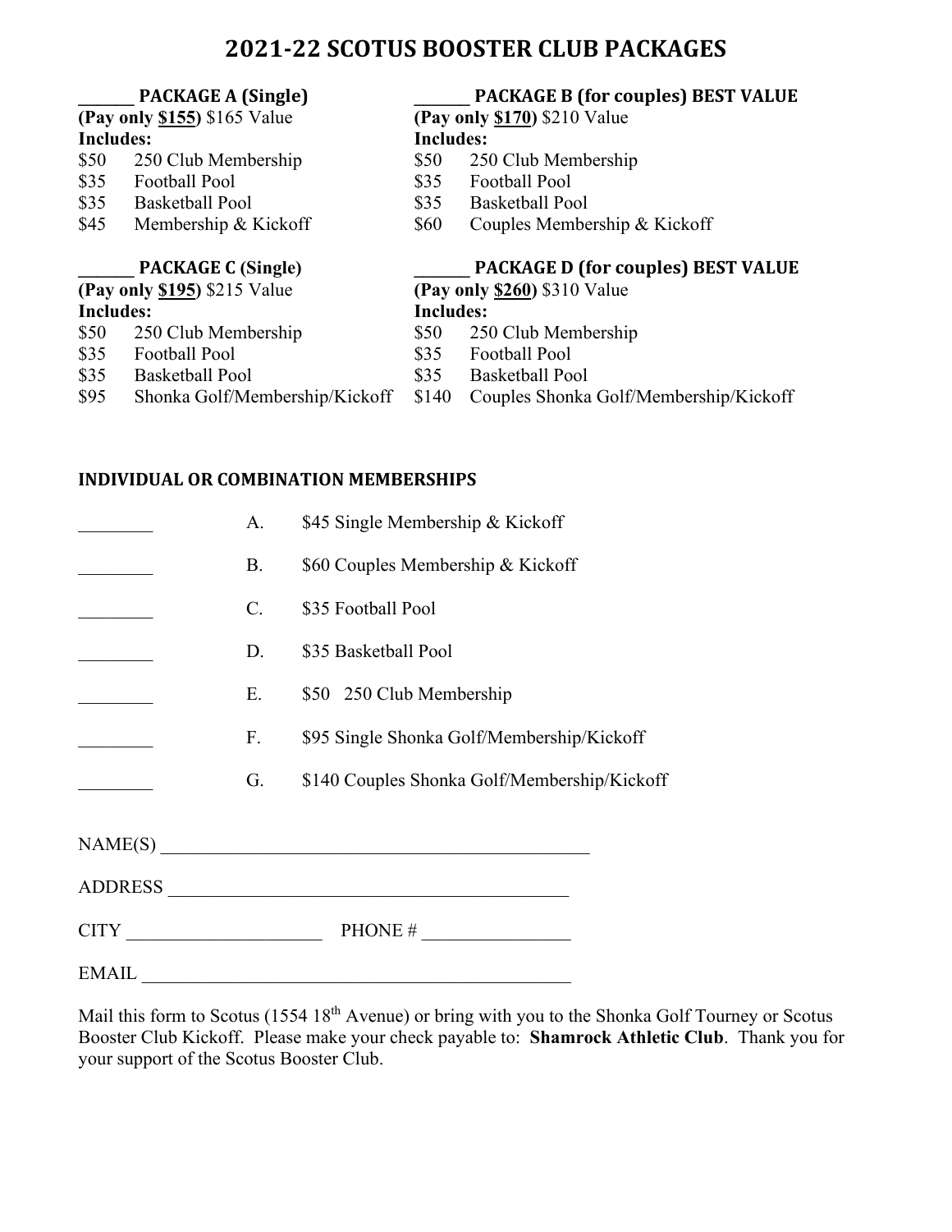# 2021-22 SCOTUS BOOSTER CLUB PACKAGES

**______ PACKAGE A (Single)**
**(Pay only $155)** $165 Value
**Includes:**
- $50 250 Club Membership
- $35 Football Pool
- $35 Basketball Pool
- $45 Membership & Kickoff

**______ PACKAGE B (for couples) BEST VALUE**
**(Pay only $170)** $210 Value
**Includes:**
- $50 250 Club Membership
- $35 Football Pool
- $35 Basketball Pool
- $60 Couples Membership & Kickoff

**______ PACKAGE C (Single)**
**(Pay only $195)** $215 Value
**Includes:**
- $50 250 Club Membership
- $35 Football Pool
- $35 Basketball Pool
- $95 Shonka Golf/Membership/Kickoff

**______ PACKAGE D (for couples) BEST VALUE**
**(Pay only $260)** $310 Value
**Includes:**
- $50 250 Club Membership
- $35 Football Pool
- $35 Basketball Pool
- $140 Couples Shonka Golf/Membership/Kickoff

## INDIVIDUAL OR COMBINATION MEMBERSHIPS

________ A. $45 Single Membership & Kickoff

________ B. $60 Couples Membership & Kickoff

________ C. $35 Football Pool

________ D. $35 Basketball Pool

________ E. $50 250 Club Membership

________ F. $95 Single Shonka Golf/Membership/Kickoff

________ G. $140 Couples Shonka Golf/Membership/Kickoff

NAME(S) ________________________________________________

ADDRESS ____________________________________________

CITY _____________________ PHONE # ________________

EMAIL ________________________________________________

Mail this form to Scotus (1554 18th Avenue) or bring with you to the Shonka Golf Tourney or Scotus Booster Club Kickoff. Please make your check payable to: **Shamrock Athletic Club**. Thank you for your support of the Scotus Booster Club.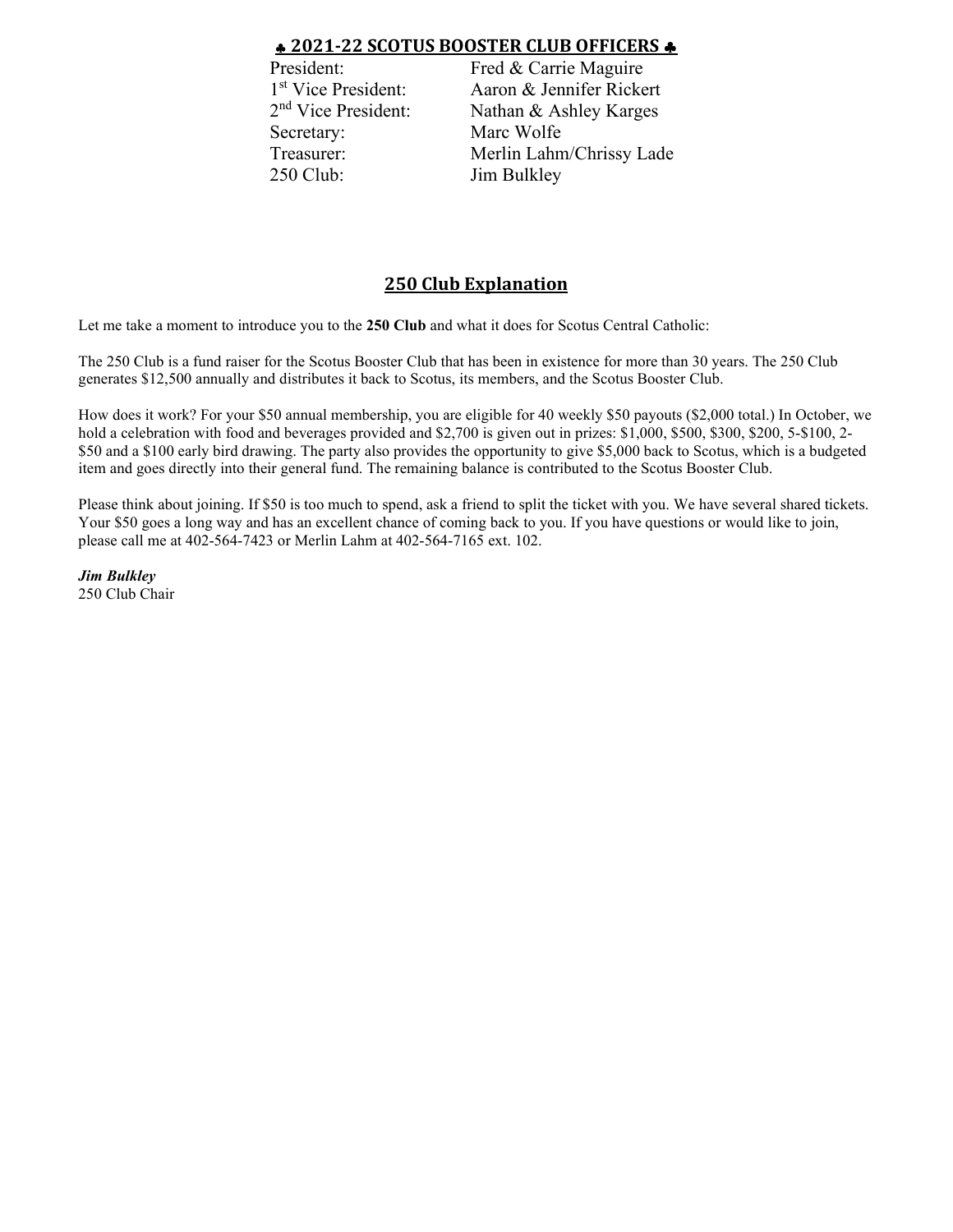## ♣ 2021-22 SCOTUS BOOSTER CLUB OFFICERS ♣

| | |
|---|---|
| President: | Fred & Carrie Maguire |
| 1st Vice President: | Aaron & Jennifer Rickert |
| 2nd Vice President: | Nathan & Ashley Karges |
| Secretary: | Marc Wolfe |
| Treasurer: | Merlin Lahm/Chrissy Lade |
| 250 Club: | Jim Bulkley |

## 250 Club Explanation

Let me take a moment to introduce you to the **250 Club** and what it does for Scotus Central Catholic:

The 250 Club is a fund raiser for the Scotus Booster Club that has been in existence for more than 30 years. The 250 Club generates $12,500 annually and distributes it back to Scotus, its members, and the Scotus Booster Club.

How does it work? For your $50 annual membership, you are eligible for 40 weekly $50 payouts ($2,000 total.) In October, we hold a celebration with food and beverages provided and $2,700 is given out in prizes: $1,000, $500, $300, $200, 5-$100, 2-$50 and a $100 early bird drawing. The party also provides the opportunity to give $5,000 back to Scotus, which is a budgeted item and goes directly into their general fund. The remaining balance is contributed to the Scotus Booster Club.

Please think about joining. If $50 is too much to spend, ask a friend to split the ticket with you. We have several shared tickets. Your $50 goes a long way and has an excellent chance of coming back to you. If you have questions or would like to join, please call me at 402-564-7423 or Merlin Lahm at 402-564-7165 ext. 102.

***Jim Bulkley***
250 Club Chair